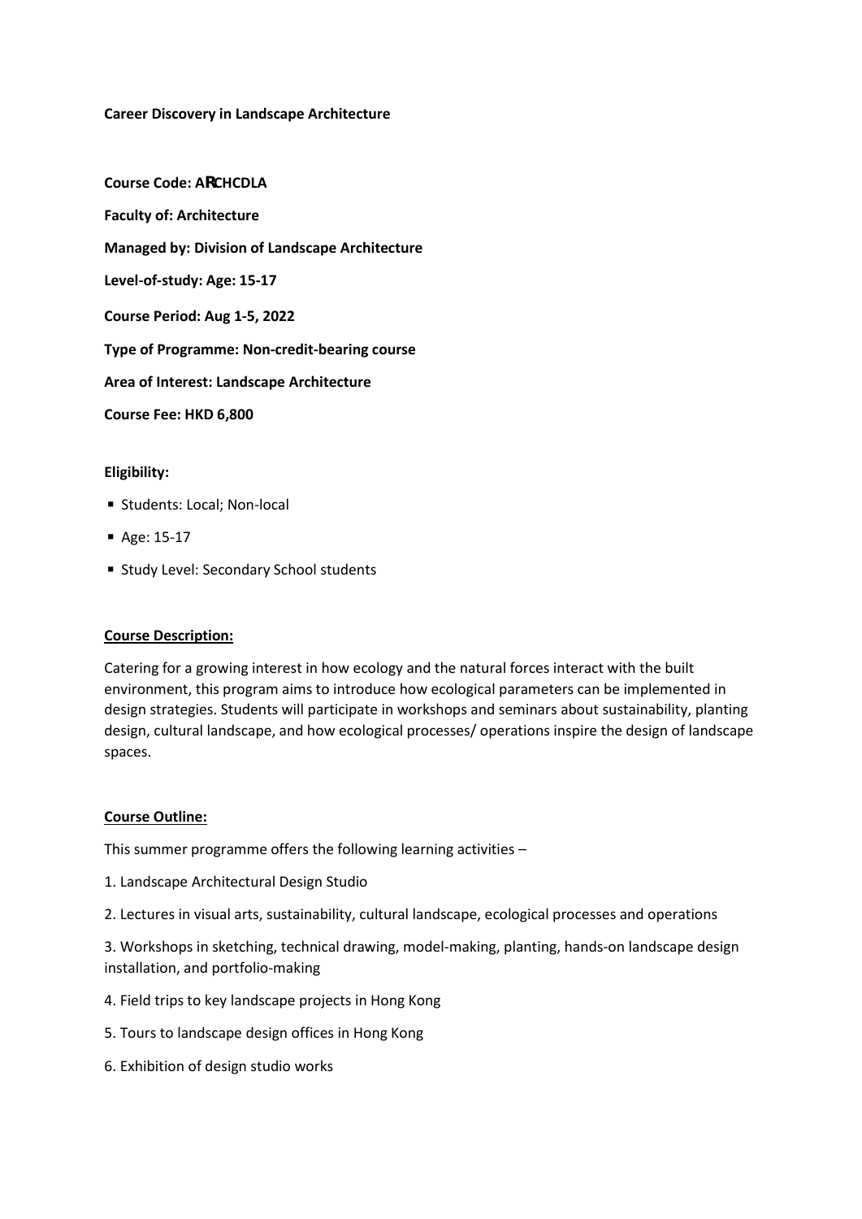**Career Discovery in Landscape Architecture**

**Course Code: ARCHCDLA**

**Faculty of: Architecture**

**Managed by: Division of Landscape Architecture**

**Level-of-study: Age: 15-17**

**Course Period: Aug 1-5, 2022**

**Type of Programme: Non-credit-bearing course**

**Area of Interest: Landscape Architecture**

**Course Fee: HKD 6,800**

**Eligibility:**

- Students: Local; Non-local
- Age: 15-17
- Study Level: Secondary School students

**Course Description:**

Catering for a growing interest in how ecology and the natural forces interact with the built environment, this program aims to introduce how ecological parameters can be implemented in design strategies. Students will participate in workshops and seminars about sustainability, planting design, cultural landscape, and how ecological processes/ operations inspire the design of landscape spaces.

**Course Outline:**

This summer programme offers the following learning activities –

1. Landscape Architectural Design Studio
2. Lectures in visual arts, sustainability, cultural landscape, ecological processes and operations
3. Workshops in sketching, technical drawing, model-making, planting, hands-on landscape design installation, and portfolio-making
4. Field trips to key landscape projects in Hong Kong
5. Tours to landscape design offices in Hong Kong
6. Exhibition of design studio works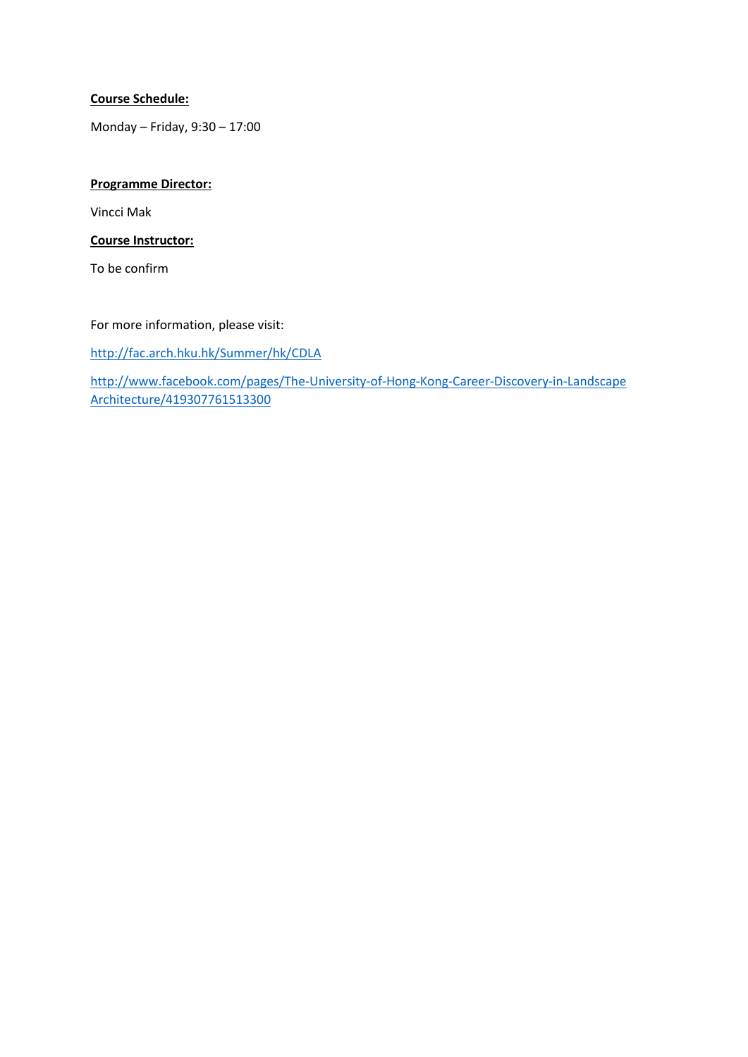**Course Schedule:**

Monday – Friday, 9:30 – 17:00

**Programme Director:**

Vincci Mak

**Course Instructor:**

To be confirm

For more information, please visit:

http://fac.arch.hku.hk/Summer/hk/CDLA

http://www.facebook.com/pages/The-University-of-Hong-Kong-Career-Discovery-in-Landscape Architecture/419307761513300